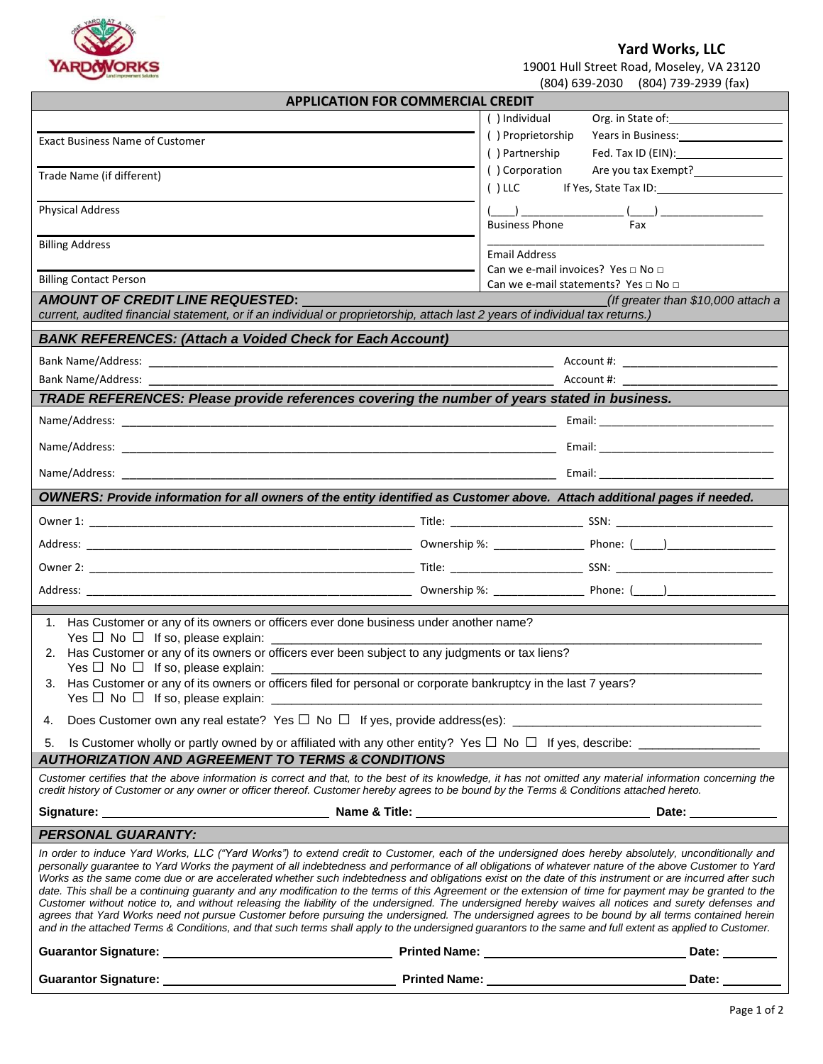**Yard Works, LLC**
19001 Hull Street Road, Moseley, VA 23120
(804) 639-2030 (804) 739-2939 (fax)

## APPLICATION FOR COMMERCIAL CREDIT

| | |
|---|---|
| Exact Business Name of Customer | ( ) Individual Org. in State of:\_\_\_\_\_\_\_\_\_\_\_\_ |
| | ( ) Proprietorship Years in Business:\_\_\_\_\_\_\_\_\_\_\_\_ |
| | ( ) Partnership Fed. Tax ID (EIN):\_\_\_\_\_\_\_\_\_\_\_\_ |
| Trade Name (if different) | ( ) Corporation Are you tax Exempt?\_\_\_\_\_\_\_\_\_\_ |
| | ( ) LLC If Yes, State Tax ID:\_\_\_\_\_\_\_\_\_\_\_\_ |
| Physical Address | (\_\_\_\_) \_\_\_\_\_\_\_\_\_\_ (\_\_\_\_) \_\_\_\_\_\_\_\_\_\_<br>Business Phone Fax |
| Billing Address | Email Address |
| Billing Contact Person | Can we e-mail invoices? Yes □ No □<br>Can we e-mail statements? Yes □ No □ |

***AMOUNT OF CREDIT LINE REQUESTED:*** \_\_\_\_\_\_\_\_\_\_\_\_\_\_\_\_\_\_\_\_ *(If greater than $10,000 attach a current, audited financial statement, or if an individual or proprietorship, attach last 2 years of individual tax returns.)*

### *BANK REFERENCES: (Attach a Voided Check for Each Account)*

Bank Name/Address: \_\_\_\_\_\_\_\_\_\_\_\_\_\_\_\_\_\_\_\_\_\_\_\_\_\_\_\_\_\_ Account #: \_\_\_\_\_\_\_\_\_\_\_\_\_\_\_\_

Bank Name/Address: \_\_\_\_\_\_\_\_\_\_\_\_\_\_\_\_\_\_\_\_\_\_\_\_\_\_\_\_\_\_ Account #: \_\_\_\_\_\_\_\_\_\_\_\_\_\_\_\_

### *TRADE REFERENCES: Please provide references covering the number of years stated in business.*

Name/Address: \_\_\_\_\_\_\_\_\_\_\_\_\_\_\_\_\_\_\_\_\_\_\_\_\_\_\_\_\_\_ Email: \_\_\_\_\_\_\_\_\_\_\_\_\_\_\_\_

Name/Address: \_\_\_\_\_\_\_\_\_\_\_\_\_\_\_\_\_\_\_\_\_\_\_\_\_\_\_\_\_\_ Email: \_\_\_\_\_\_\_\_\_\_\_\_\_\_\_\_

Name/Address: \_\_\_\_\_\_\_\_\_\_\_\_\_\_\_\_\_\_\_\_\_\_\_\_\_\_\_\_\_\_ Email: \_\_\_\_\_\_\_\_\_\_\_\_\_\_\_\_

### *OWNERS: Provide information for all owners of the entity identified as Customer above. Attach additional pages if needed.*

Owner 1: \_\_\_\_\_\_\_\_\_\_\_\_\_\_\_\_\_\_\_\_\_\_\_\_ Title: \_\_\_\_\_\_\_\_\_\_\_\_ SSN: \_\_\_\_\_\_\_\_\_\_\_\_

Address: \_\_\_\_\_\_\_\_\_\_\_\_\_\_\_\_\_\_\_\_\_\_\_\_ Ownership %: \_\_\_\_\_\_\_\_ Phone: (\_\_\_\_\_)\_\_\_\_\_\_\_\_\_\_

Owner 2: \_\_\_\_\_\_\_\_\_\_\_\_\_\_\_\_\_\_\_\_\_\_\_\_ Title: \_\_\_\_\_\_\_\_\_\_\_\_ SSN: \_\_\_\_\_\_\_\_\_\_\_\_

Address: \_\_\_\_\_\_\_\_\_\_\_\_\_\_\_\_\_\_\_\_\_\_\_\_ Ownership %: \_\_\_\_\_\_\_\_ Phone: (\_\_\_\_\_)\_\_\_\_\_\_\_\_\_\_

1. Has Customer or any of its owners or officers ever done business under another name?
   Yes ☐ No ☐ If so, please explain: \_\_\_\_\_\_\_\_\_\_\_\_\_\_\_\_\_\_\_\_\_\_\_\_
2. Has Customer or any of its owners or officers ever been subject to any judgments or tax liens?
   Yes ☐ No ☐ If so, please explain: \_\_\_\_\_\_\_\_\_\_\_\_\_\_\_\_\_\_\_\_\_\_\_\_
3. Has Customer or any of its owners or officers filed for personal or corporate bankruptcy in the last 7 years?
   Yes ☐ No ☐ If so, please explain: \_\_\_\_\_\_\_\_\_\_\_\_\_\_\_\_\_\_\_\_\_\_\_\_
4. Does Customer own any real estate? Yes ☐ No ☐ If yes, provide address(es): \_\_\_\_\_\_\_\_\_\_\_\_\_\_\_\_\_\_
5. Is Customer wholly or partly owned by or affiliated with any other entity? Yes ☐ No ☐ If yes, describe: \_\_\_\_\_\_\_\_\_\_\_\_

### *AUTHORIZATION AND AGREEMENT TO TERMS & CONDITIONS*

*Customer certifies that the above information is correct and that, to the best of its knowledge, it has not omitted any material information concerning the credit history of Customer or any owner or officer thereof. Customer hereby agrees to be bound by the Terms & Conditions attached hereto.*

**Signature:** \_\_\_\_\_\_\_\_\_\_\_\_\_\_\_\_\_\_ **Name & Title:** \_\_\_\_\_\_\_\_\_\_\_\_\_\_\_\_\_\_ **Date:** \_\_\_\_\_\_\_\_

### *PERSONAL GUARANTY:*

*In order to induce Yard Works, LLC ("Yard Works") to extend credit to Customer, each of the undersigned does hereby absolutely, unconditionally and personally guarantee to Yard Works the payment of all indebtedness and performance of all obligations of whatever nature of the above Customer to Yard Works as the same come due or are accelerated whether such indebtedness and obligations exist on the date of this instrument or are incurred after such date. This shall be a continuing guaranty and any modification to the terms of this Agreement or the extension of time for payment may be granted to the Customer without notice to, and without releasing the liability of the undersigned. The undersigned hereby waives all notices and surety defenses and agrees that Yard Works need not pursue Customer before pursuing the undersigned. The undersigned agrees to be bound by all terms contained herein and in the attached Terms & Conditions, and that such terms shall apply to the undersigned guarantors to the same and full extent as applied to Customer.*

**Guarantor Signature:** \_\_\_\_\_\_\_\_\_\_\_\_\_\_\_\_\_\_ **Printed Name:** \_\_\_\_\_\_\_\_\_\_\_\_\_\_\_\_\_\_ **Date:** \_\_\_\_\_\_\_\_

**Guarantor Signature:** \_\_\_\_\_\_\_\_\_\_\_\_\_\_\_\_\_\_ **Printed Name:** \_\_\_\_\_\_\_\_\_\_\_\_\_\_\_\_\_\_ **Date:** \_\_\_\_\_\_\_\_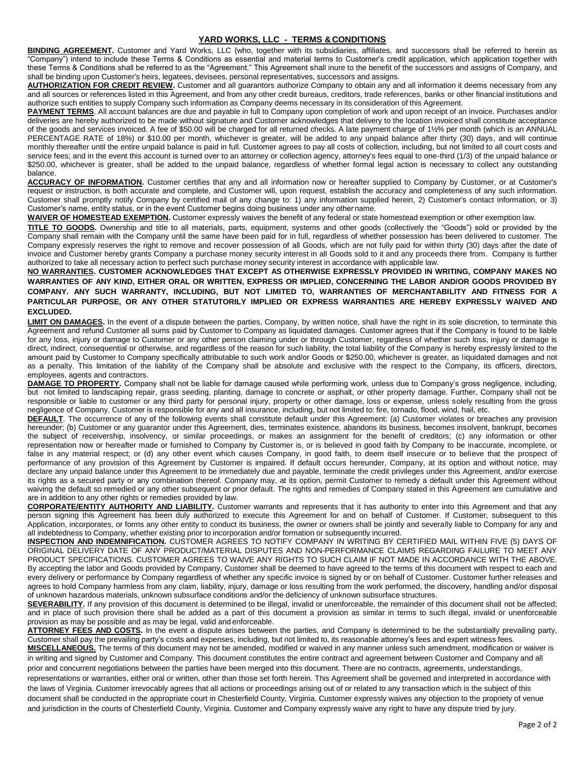## YARD WORKS, LLC - TERMS & CONDITIONS

**BINDING AGREEMENT.** Customer and Yard Works, LLC (who, together with its subsidiaries, affiliates, and successors shall be referred to herein as "Company") intend to include these Terms & Conditions as essential and material terms to Customer's credit application, which application together with these Terms & Conditions shall be referred to as the "Agreement." This Agreement shall inure to the benefit of the successors and assigns of Company, and shall be binding upon Customer's heirs, legatees, devisees, personal representatives, successors and assigns.

**AUTHORIZATION FOR CREDIT REVIEW.** Customer and all guarantors authorize Company to obtain any and all information it deems necessary from any and all sources or references listed in this Agreement, and from any other credit bureaus, creditors, trade references, banks or other financial institutions and authorize such entities to supply Company such information as Company deems necessary in its consideration of this Agreement.

**PAYMENT TERMS**. All account balances are due and payable in full to Company upon completion of work and upon receipt of an invoice. Purchases and/or deliveries are hereby authorized to be made without signature and Customer acknowledges that delivery to the location invoiced shall constitute acceptance of the goods and services invoiced. A fee of $50.00 will be charged for all returned checks. A late payment charge of 1½% per month (which is an ANNUAL PERCENTAGE RATE of 18%) or $10.00 per month, whichever is greater, will be added to any unpaid balance after thirty (30) days, and will continue monthly thereafter until the entire unpaid balance is paid in full. Customer agrees to pay all costs of collection, including, but not limited to all court costs and service fees; and in the event this account is turned over to an attorney or collection agency, attorney's fees equal to one-third (1/3) of the unpaid balance or $250.00, whichever is greater, shall be added to the unpaid balance, regardless of whether formal legal action is necessary to collect any outstanding balance.

**ACCURACY OF INFORMATION.** Customer certifies that any and all information now or hereafter supplied to Company by Customer, or at Customer's request or instruction, is both accurate and complete, and Customer will, upon request, establish the accuracy and completeness of any such information. Customer shall promptly notify Company by certified mail of any change to: 1) any information supplied herein, 2) Customer's contact information, or 3) Customer's name, entity status, or in the event Customer begins doing business under any other name.

**WAIVER OF HOMESTEAD EXEMPTION.** Customer expressly waives the benefit of any federal or state homestead exemption or other exemption law.

**TITLE TO GOODS.** Ownership and title to all materials, parts, equipment, systems and other goods (collectively the "Goods") sold or provided by the Company shall remain with the Company until the same have been paid for in full, regardless of whether possession has been delivered to customer. The Company expressly reserves the right to remove and recover possession of all Goods, which are not fully paid for within thirty (30) days after the date of invoice and Customer hereby grants Company a purchase money security interest in all Goods sold to it and any proceeds there from. Company is further authorized to take all necessary action to perfect such purchase money security interest in accordance with applicable law.

**NO WARRANTIES. CUSTOMER ACKNOWLEDGES THAT EXCEPT AS OTHERWISE EXPRESSLY PROVIDED IN WRITING, COMPANY MAKES NO WARRANTIES OF ANY KIND, EITHER ORAL OR WRITTEN, EXPRESS OR IMPLIED, CONCERNING THE LABOR AND/OR GOODS PROVIDED BY COMPANY. ANY SUCH WARRANTY, INCLUDING, BUT NOT LIMITED TO, WARRANTIES OF MERCHANTABILITY AND FITNESS FOR A PARTICULAR PURPOSE, OR ANY OTHER STATUTORILY IMPLIED OR EXPRESS WARRANTIES ARE HEREBY EXPRESSLY WAIVED AND EXCLUDED.**

**LIMIT ON DAMAGES.** In the event of a dispute between the parties, Company, by written notice, shall have the right in its sole discretion, to terminate this Agreement and refund Customer all sums paid by Customer to Company as liquidated damages. Customer agrees that if the Company is found to be liable for any loss, injury or damage to Customer or any other person claiming under or through Customer, regardless of whether such loss, injury or damage is direct, indirect, consequential or otherwise, and regardless of the reason for such liability, the total liability of the Company is hereby expressly limited to the amount paid by Customer to Company specifically attributable to such work and/or Goods or $250.00, whichever is greater, as liquidated damages and not as a penalty. This limitation of the liability of the Company shall be absolute and exclusive with the respect to the Company, its officers, directors, employees, agents and contractors.

**DAMAGE TO PROPERTY.** Company shall not be liable for damage caused while performing work, unless due to Company's gross negligence, including, but not limited to landscaping repair, grass seeding, planting, damage to concrete or asphalt, or other property damage. Further, Company shall not be responsible or liable to customer or any third party for personal injury, property or other damage, loss or expense, unless solely resulting from the gross negligence of Company. Customer is responsible for any and all insurance, including, but not limited to: fire, tornado, flood, wind, hail, etc.

**DEFAULT**. The occurrence of any of the following events shall constitute default under this Agreement: (a) Customer violates or breaches any provision hereunder; (b) Customer or any guarantor under this Agreement, dies, terminates existence, abandons its business, becomes insolvent, bankrupt, becomes the subject of receivership, insolvency, or similar proceedings, or makes an assignment for the benefit of creditors; (c) any information or other representation now or hereafter made or furnished to Company by Customer is, or is believed in good faith by Company to be inaccurate, incomplete, or false in any material respect; or (d) any other event which causes Company, in good faith, to deem itself insecure or to believe that the prospect of performance of any provision of this Agreement by Customer is impaired. If default occurs hereunder, Company, at its option and without notice, may declare any unpaid balance under this Agreement to be immediately due and payable, terminate the credit privileges under this Agreement, and/or exercise its rights as a secured party or any combination thereof. Company may, at its option, permit Customer to remedy a default under this Agreement without waiving the default so remedied or any other subsequent or prior default. The rights and remedies of Company stated in this Agreement are cumulative and are in addition to any other rights or remedies provided by law.

**CORPORATE/ENTITY AUTHORITY AND LIABILITY.** Customer warrants and represents that it has authority to enter into this Agreement and that any person signing this Agreement has been duly authorized to execute this Agreement for and on behalf of Customer. If Customer, subsequent to this Application, incorporates, or forms any other entity to conduct its business, the owner or owners shall be jointly and severally liable to Company for any and all indebtedness to Company, whether existing prior to incorporation and/or formation or subsequently incurred.

**INSPECTION AND INDEMNIFICATION.** CUSTOMER AGREES TO NOTIFY COMPANY IN WRITING BY CERTIFIED MAIL WITHIN FIVE (5) DAYS OF ORIGINAL DELIVERY DATE OF ANY PRODUCT/MATERIAL DISPUTES AND NON-PERFORMANCE CLAIMS REGARDING FAILURE TO MEET ANY PRODUCT SPECIFICATIONS. CUSTOMER AGREES TO WAIVE ANY RIGHTS TO SUCH CLAIM IF NOT MADE IN ACCORDANCE WITH THE ABOVE. By accepting the labor and Goods provided by Company, Customer shall be deemed to have agreed to the terms of this document with respect to each and every delivery or performance by Company regardless of whether any specific invoice is signed by or on behalf of Customer. Customer further releases and agrees to hold Company harmless from any claim, liability, injury, damage or loss resulting from the work performed, the discovery, handling and/or disposal of unknown hazardous materials, unknown subsurface conditions and/or the deficiency of unknown subsurface structures.

**SEVERABILITY.** If any provision of this document is determined to be illegal, invalid or unenforceable, the remainder of this document shall not be affected; and in place of such provision there shall be added as a part of this document a provision as similar in terms to such illegal, invalid or unenforceable provision as may be possible and as may be legal, valid and enforceable.

**ATTORNEY FEES AND COSTS.** In the event a dispute arises between the parties, and Company is determined to be the substantially prevailing party, Customer shall pay the prevailing party's costs and expenses, including, but not limited to, its reasonable attorney's fees and expert witness fees.

**MISCELLANEOUS.** The terms of this document may not be amended, modified or waived in any manner unless such amendment, modification or waiver is in writing and signed by Customer and Company. This document constitutes the entire contract and agreement between Customer and Company and all prior and concurrent negotiations between the parties have been merged into this document. There are no contracts, agreements, understandings, representations or warranties, either oral or written, other than those set forth herein. This Agreement shall be governed and interpreted in accordance with the laws of Virginia. Customer irrevocably agrees that all actions or proceedings arising out of or related to any transaction which is the subject of this document shall be conducted in the appropriate court in Chesterfield County, Virginia. Customer expressly waives any objection to the propriety of venue and jurisdiction in the courts of Chesterfield County, Virginia. Customer and Company expressly waive any right to have any dispute tried by jury.